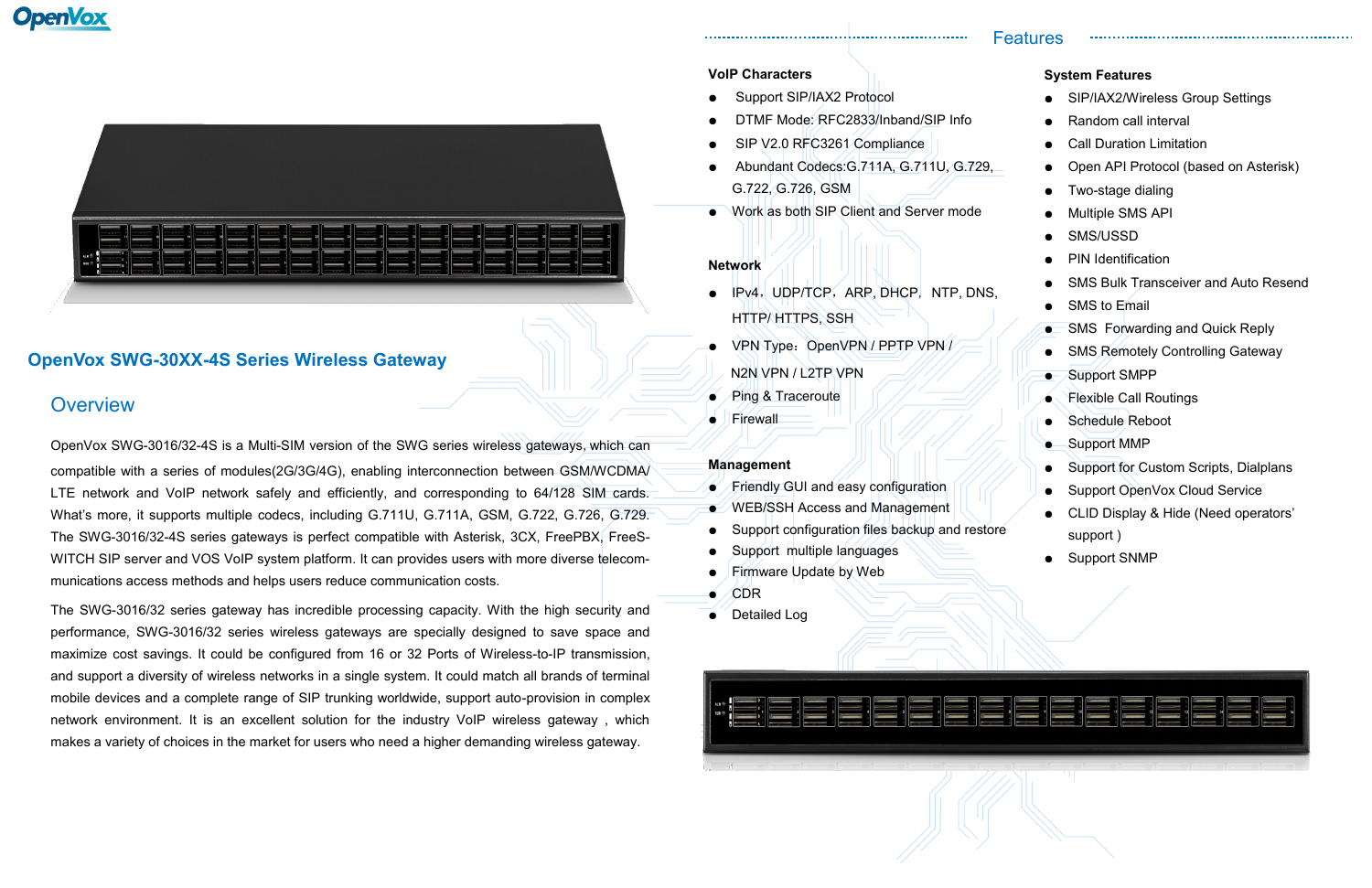# OpenVox SWG-30XX-4S Series Wireless Gateway

## Overview

OpenVox SWG-3016/32-4S is a Multi-SIM version of the SWG series wireless gateways, which can compatible with a series of modules(2G/3G/4G), enabling interconnection between GSM/WCDMA/ LTE network and VoIP network safely and efficiently, and corresponding to 64/128 SIM cards. What's more, it supports multiple codecs, including G.711U, G.711A, GSM, G.722, G.726, G.729. The SWG-3016/32-4S series gateways is perfect compatible with Asterisk, 3CX, FreePBX, FreeS-WITCH SIP server and VOS VoIP system platform. It can provides users with more diverse telecom-munications access methods and helps users reduce communication costs.

The SWG-3016/32 series gateway has incredible processing capacity. With the high security and performance, SWG-3016/32 series wireless gateways are specially designed to save space and maximize cost savings. It could be configured from 16 or 32 Ports of Wireless-to-IP transmission, and support a diversity of wireless networks in a single system. It could match all brands of terminal mobile devices and a complete range of SIP trunking worldwide, support auto-provision in complex network environment. It is an excellent solution for the industry VoIP wireless gateway , which makes a variety of choices in the market for users who need a higher demanding wireless gateway.

## Features

### VoIP Characters

- Support SIP/IAX2 Protocol
- DTMF Mode: RFC2833/Inband/SIP Info
- SIP V2.0 RFC3261 Compliance
- Abundant Codecs:G.711A, G.711U, G.729, G.722, G.726, GSM
- Work as both SIP Client and Server mode

### Network

- IPv4，UDP/TCP，ARP, DHCP，NTP, DNS, HTTP/ HTTPS, SSH
- VPN Type：OpenVPN / PPTP VPN / N2N VPN / L2TP VPN
- Ping & Traceroute
- Firewall

### Management

- Friendly GUI and easy configuration
- WEB/SSH Access and Management
- Support configuration files backup and restore
- Support multiple languages
- Firmware Update by Web
- CDR
- Detailed Log

### System Features

- SIP/IAX2/Wireless Group Settings
- Random call interval
- Call Duration Limitation
- Open API Protocol (based on Asterisk)
- Two-stage dialing
- Multiple SMS API
- SMS/USSD
- PIN Identification
- SMS Bulk Transceiver and Auto Resend
- SMS to Email
- SMS Forwarding and Quick Reply
- SMS Remotely Controlling Gateway
- Support SMPP
- Flexible Call Routings
- Schedule Reboot
- Support MMP
- Support for Custom Scripts, Dialplans
- Support OpenVox Cloud Service
- CLID Display & Hide (Need operators' support )
- Support SNMP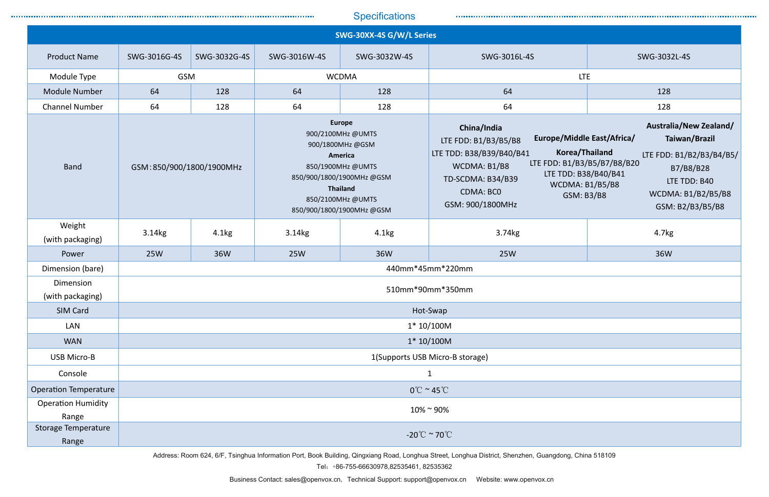## Specifications

| SWG-30XX-4S G/W/L Series | | | | | | |
|---|---|---|---|---|---|---|
| Product Name | SWG-3016G-4S | SWG-3032G-4S | SWG-3016W-4S | SWG-3032W-4S | SWG-3016L-4S | SWG-3032L-4S |
| Module Type | GSM | | WCDMA | | LTE | |
| Module Number | 64 | 128 | 64 | 128 | 64 | 128 |
| Channel Number | 64 | 128 | 64 | 128 | 64 | 128 |
| Band | GSM：850/900/1800/1900MHz | | **Europe** 900/2100MHz @UMTS 900/1800MHz @GSM **America** 850/1900MHz @UMTS 850/900/1800/1900MHz @GSM **Thailand** 850/2100MHz @UMTS 850/900/1800/1900MHz @GSM | | **China/India** LTE FDD: B1/B3/B5/B8 LTE TDD: B38/B39/B40/B41 WCDMA: B1/B8 TD-SCDMA: B34/B39 CDMA: BC0 GSM: 900/1800MHz **Europe/Middle East/Africa/ Korea/Thailand** LTE FDD: B1/B3/B5/B7/B8/B20 LTE TDD: B38/B40/B41 WCDMA: B1/B5/B8 GSM: B3/B8 | **Australia/New Zealand/ Taiwan/Brazil** LTE FDD: B1/B2/B3/B4/B5/ B7/B8/B28 LTE TDD: B40 WCDMA: B1/B2/B5/B8 GSM: B2/B3/B5/B8 |
| Weight (with packaging) | 3.14kg | 4.1kg | 3.14kg | 4.1kg | 3.74kg | 4.7kg |
| Power | 25W | 36W | 25W | 36W | 25W | 36W |
| Dimension (bare) | 440mm*45mm*220mm | | | | | |
| Dimension (with packaging) | 510mm*90mm*350mm | | | | | |
| SIM Card | Hot-Swap | | | | | |
| LAN | 1* 10/100M | | | | | |
| WAN | 1* 10/100M | | | | | |
| USB Micro-B | 1(Supports USB Micro-B storage) | | | | | |
| Console | 1 | | | | | |
| Operation Temperature | 0℃ ~ 45℃ | | | | | |
| Operation Humidity Range | 10% ~ 90% | | | | | |
| Storage Temperature Range | -20℃ ~ 70℃ | | | | | |

Address: Room 624, 6/F, Tsinghua Information Port, Book Building, Qingxiang Road, Longhua Street, Longhua District, Shenzhen, Guangdong, China 518109

Tel：+86-755-66630978,82535461, 82535362

Business Contact: sales@openvox.cn, Technical Support: support@openvox.cn Website: www.openvox.cn